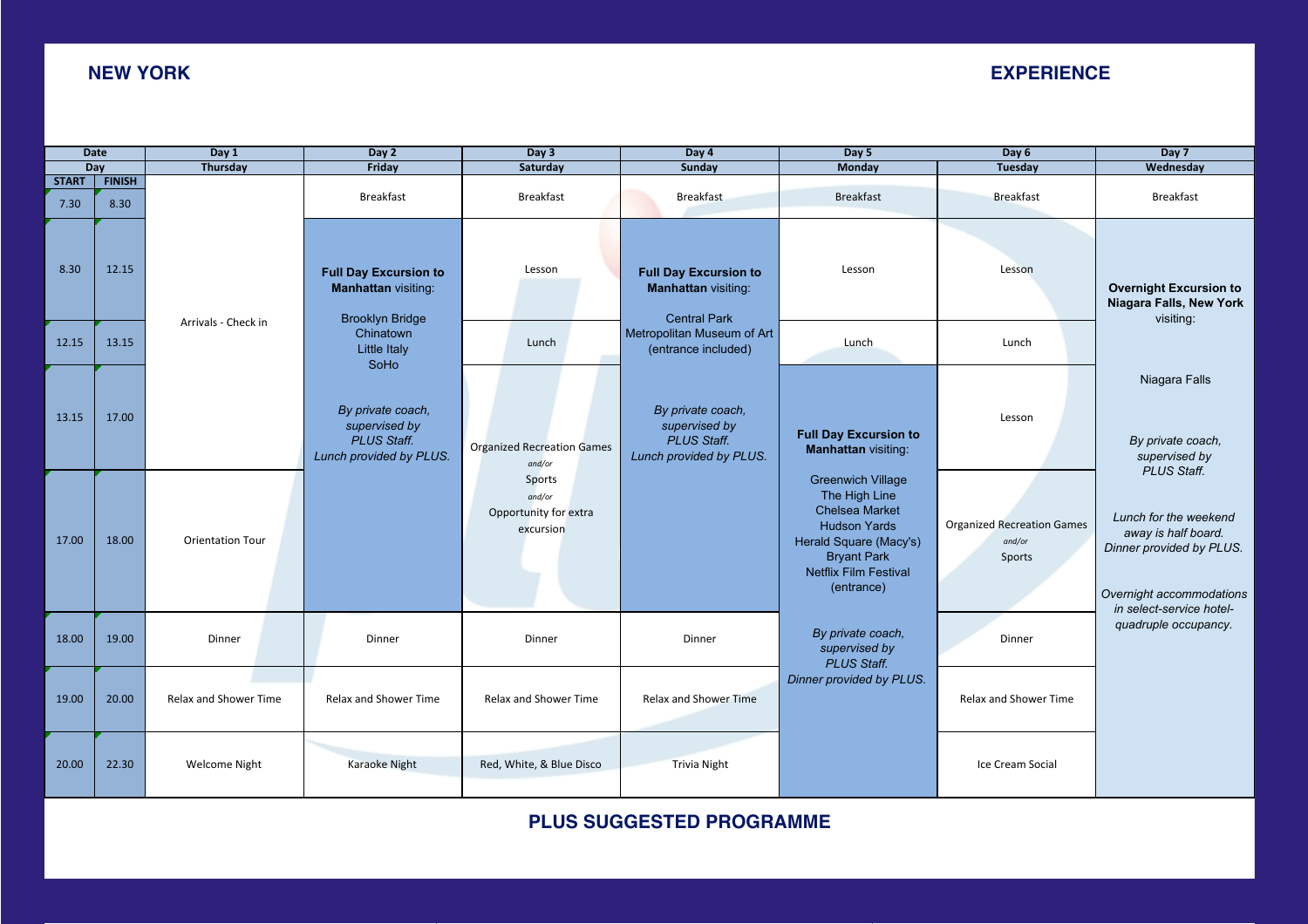**NEW YORK** **EXPERIENCE**

| Date | | Day 1 | Day 2 | Day 3 | Day 4 | Day 5 | Day 6 | Day 7 |
|---|---|---|---|---|---|---|---|---|
| Day | | Thursday | Friday | Saturday | Sunday | Monday | Tuesday | Wednesday |
| START | FINISH | | | | | | | |
| 7.30 | 8.30 | Arrivals - Check in | Breakfast | Breakfast | Breakfast | Breakfast | Breakfast | Breakfast |
| 8.30 | 12.15 | | **Full Day Excursion to Manhattan** visiting: Brooklyn Bridge, Chinatown, Little Italy, SoHo. *By private coach, supervised by PLUS Staff. Lunch provided by PLUS.* | Lesson | **Full Day Excursion to Manhattan** visiting: Central Park, Metropolitan Museum of Art (entrance included). *By private coach, supervised by PLUS Staff. Lunch provided by PLUS.* | Lesson | Lesson | **Overnight Excursion to Niagara Falls, New York** visiting: Niagara Falls. *By private coach, supervised by PLUS Staff. Lunch for the weekend away is half board. Dinner provided by PLUS. Overnight accommodations in select-service hotel-quadruple occupancy.* |
| 12.15 | 13.15 | | | Lunch | | Lunch | Lunch | |
| 13.15 | 17.00 | | | Organized Recreation Games *and/or* Sports *and/or* Opportunity for extra excursion | | **Full Day Excursion to Manhattan** visiting: Greenwich Village, The High Line, Chelsea Market, Hudson Yards, Herald Square (Macy's), Bryant Park, Netflix Film Festival (entrance). *By private coach, supervised by PLUS Staff. Dinner provided by PLUS.* | Lesson | |
| 17.00 | 18.00 | Orientation Tour | | | | | Organized Recreation Games *and/or* Sports | |
| 18.00 | 19.00 | Dinner | Dinner | Dinner | Dinner | | Dinner | |
| 19.00 | 20.00 | Relax and Shower Time | Relax and Shower Time | Relax and Shower Time | Relax and Shower Time | | Relax and Shower Time | |
| 20.00 | 22.30 | Welcome Night | Karaoke Night | Red, White, & Blue Disco | Trivia Night | | Ice Cream Social | |

**PLUS SUGGESTED PROGRAMME**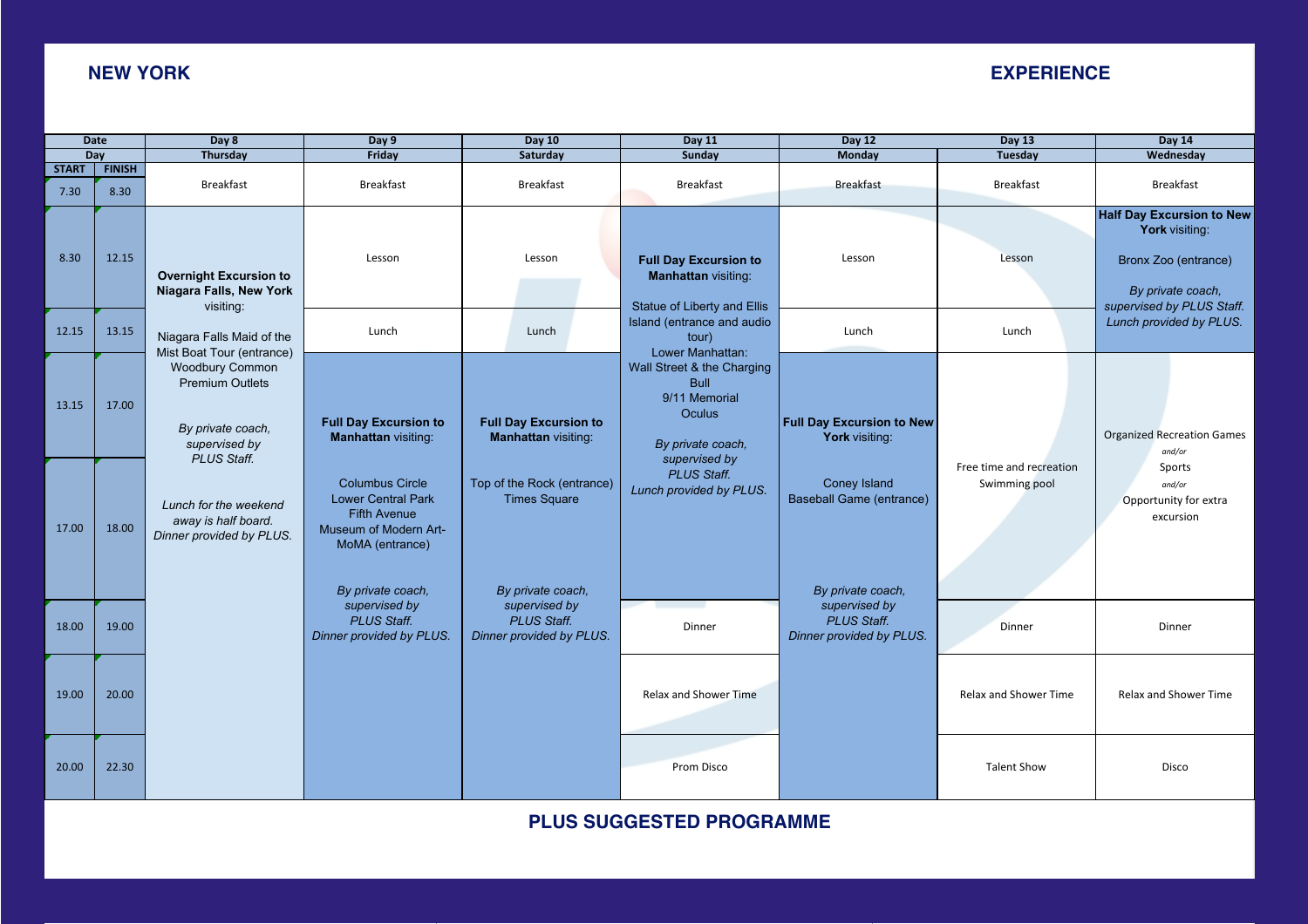**NEW YORK** **EXPERIENCE**

| Date | | Day 8 | Day 9 | Day 10 | Day 11 | Day 12 | Day 13 | Day 14 |
|---|---|---|---|---|---|---|---|---|
| Day | | Thursday | Friday | Saturday | Sunday | Monday | Tuesday | Wednesday |
| START | FINISH | | | | | | | |
| 7.30 | 8.30 | Breakfast | Breakfast | Breakfast | Breakfast | Breakfast | Breakfast | Breakfast |
| 8.30 | 12.15 | **Overnight Excursion to Niagara Falls, New York** visiting: Niagara Falls Maid of the Mist Boat Tour (entrance) Woodbury Common Premium Outlets *By private coach, supervised by PLUS Staff.* *Lunch for the weekend away is half board. Dinner provided by PLUS.* | Lesson | Lesson | **Full Day Excursion to Manhattan** visiting: Statue of Liberty and Ellis Island (entrance and audio tour) Lower Manhattan: Wall Street & the Charging Bull 9/11 Memorial Oculus *By private coach, supervised by PLUS Staff. Lunch provided by PLUS.* | Lesson | Lesson | **Half Day Excursion to New York** visiting: Bronx Zoo (entrance) *By private coach, supervised by PLUS Staff. Lunch provided by PLUS.* |
| 12.15 | 13.15 | | Lunch | Lunch | | Lunch | Lunch | |
| 13.15 | 17.00 | | **Full Day Excursion to Manhattan** visiting: Columbus Circle Lower Central Park Fifth Avenue Museum of Modern Art-MoMA (entrance) *By private coach, supervised by PLUS Staff. Dinner provided by PLUS.* | **Full Day Excursion to Manhattan** visiting: Top of the Rock (entrance) Times Square *By private coach, supervised by PLUS Staff. Dinner provided by PLUS.* | | **Full Day Excursion to New York** visiting: Coney Island Baseball Game (entrance) *By private coach, supervised by PLUS Staff. Dinner provided by PLUS.* | Free time and recreation Swimming pool | Organized Recreation Games *and/or* Sports *and/or* Opportunity for extra excursion |
| 17.00 | 18.00 | | | | | | | |
| 18.00 | 19.00 | | | | Dinner | | Dinner | Dinner |
| 19.00 | 20.00 | | | | Relax and Shower Time | | Relax and Shower Time | Relax and Shower Time |
| 20.00 | 22.30 | | | | Prom Disco | | Talent Show | Disco |

**PLUS SUGGESTED PROGRAMME**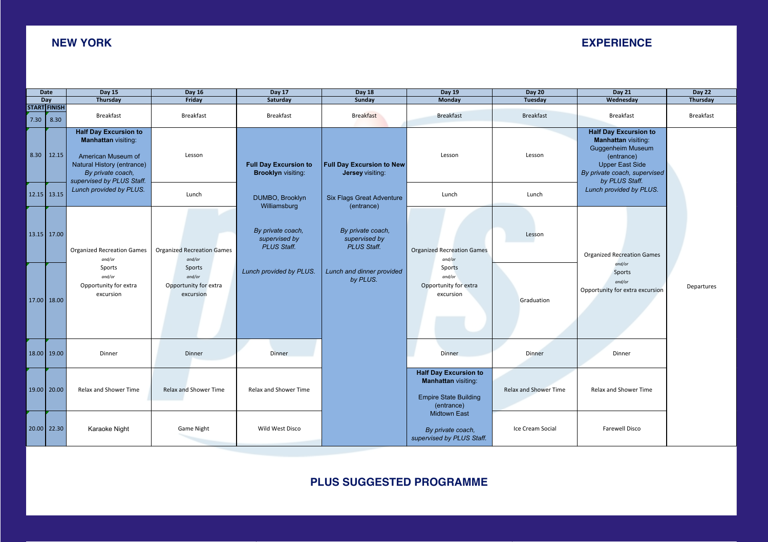**NEW YORK** **EXPERIENCE**

| Date | | Day 15 | Day 16 | Day 17 | Day 18 | Day 19 | Day 20 | Day 21 | Day 22 |
|---|---|---|---|---|---|---|---|---|---|
| Day | | Thursday | Friday | Saturday | Sunday | Monday | Tuesday | Wednesday | Thursday |
| START | FINISH | | | | | | | | |
| 7.30 | 8.30 | Breakfast | Breakfast | Breakfast | Breakfast | Breakfast | Breakfast | Breakfast | Breakfast |
| 8.30 | 12.15 | **Half Day Excursion to Manhattan** visiting: American Museum of Natural History (entrance) *By private coach, supervised by PLUS Staff.* *Lunch provided by PLUS.* | Lesson | **Full Day Excursion to Brooklyn** visiting: DUMBO, Brooklyn Williamsburg *By private coach, supervised by PLUS Staff.* *Lunch provided by PLUS.* | **Full Day Excursion to New Jersey** visiting: Six Flags Great Adventure (entrance) *By private coach, supervised by PLUS Staff.* *Lunch and dinner provided by PLUS.* | Lesson | Lesson | **Half Day Excursion to Manhattan** visiting: Guggenheim Museum (entrance) Upper East Side *By private coach, supervised by PLUS Staff.* *Lunch provided by PLUS.* | Departures |
| 12.15 | 13.15 | | Lunch | | | Lunch | Lunch | | |
| 13.15 | 17.00 | Organized Recreation Games *and/or* Sports *and/or* Opportunity for extra excursion | Organized Recreation Games *and/or* Sports *and/or* Opportunity for extra excursion | | | Organized Recreation Games *and/or* Sports *and/or* Opportunity for extra excursion | Lesson | Organized Recreation Games *and/or* Sports *and/or* Opportunity for extra excursion | |
| 17.00 | 18.00 | | | | | | Graduation | | |
| 18.00 | 19.00 | Dinner | Dinner | Dinner | | Dinner | Dinner | Dinner | |
| 19.00 | 20.00 | Relax and Shower Time | Relax and Shower Time | Relax and Shower Time | | **Half Day Excursion to Manhattan** visiting: Empire State Building (entrance) Midtown East *By private coach, supervised by PLUS Staff.* | Relax and Shower Time | Relax and Shower Time | |
| 20.00 | 22.30 | Karaoke Night | Game Night | Wild West Disco | | | Ice Cream Social | Farewell Disco | |

**PLUS SUGGESTED PROGRAMME**